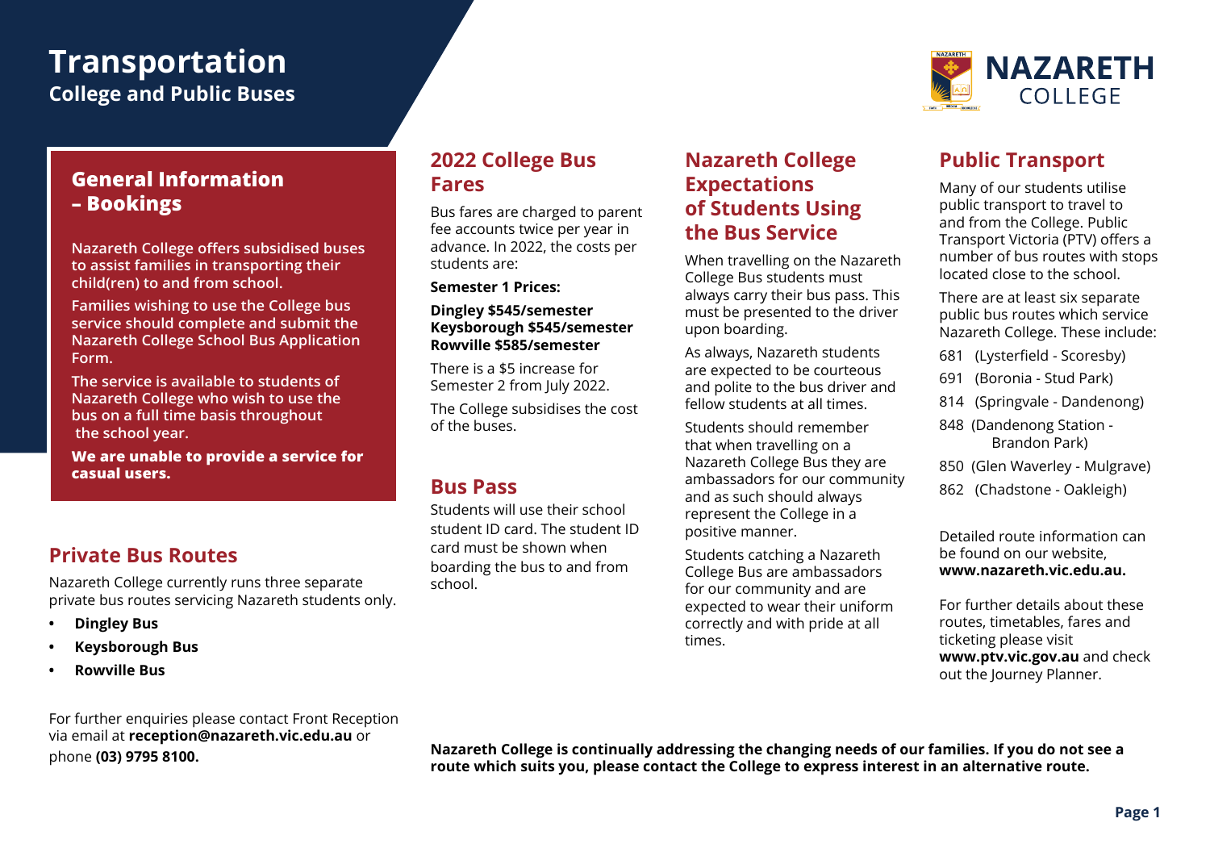# Transportation

**College and Public Buses**

NAZARETH COLLEGE

## General Information – Bookings

**Nazareth College offers subsidised buses to assist families in transporting their child(ren) to and from school.**

**Families wishing to use the College bus service should complete and submit the Nazareth College School Bus Application Form.**

**The service is available to students of Nazareth College who wish to use the bus on a full time basis throughout the school year.**

**We are unable to provide a service for casual users.**

## Private Bus Routes

Nazareth College currently runs three separate private bus routes servicing Nazareth students only.

- **Dingley Bus**
- **Keysborough Bus**
- **Rowville Bus**

For further enquiries please contact Front Reception via email at **reception@nazareth.vic.edu.au** or phone **(03) 9795 8100.**

## 2022 College Bus Fares

Bus fares are charged to parent fee accounts twice per year in advance. In 2022, the costs per students are:

**Semester 1 Prices:**

**Dingley $545/semester**
**Keysborough $545/semester**
**Rowville $585/semester**

There is a $5 increase for Semester 2 from July 2022.

The College subsidises the cost of the buses.

## Bus Pass

Students will use their school student ID card. The student ID card must be shown when boarding the bus to and from school.

## Nazareth College Expectations of Students Using the Bus Service

When travelling on the Nazareth College Bus students must always carry their bus pass. This must be presented to the driver upon boarding.

As always, Nazareth students are expected to be courteous and polite to the bus driver and fellow students at all times.

Students should remember that when travelling on a Nazareth College Bus they are ambassadors for our community and as such should always represent the College in a positive manner.

Students catching a Nazareth College Bus are ambassadors for our community and are expected to wear their uniform correctly and with pride at all times.

## Public Transport

Many of our students utilise public transport to travel to and from the College. Public Transport Victoria (PTV) offers a number of bus routes with stops located close to the school.

There are at least six separate public bus routes which service Nazareth College. These include:

681 (Lysterfield - Scoresby)
691 (Boronia - Stud Park)
814 (Springvale - Dandenong)
848 (Dandenong Station - Brandon Park)
850 (Glen Waverley - Mulgrave)
862 (Chadstone - Oakleigh)

Detailed route information can be found on our website, **www.nazareth.vic.edu.au.**

For further details about these routes, timetables, fares and ticketing please visit **www.ptv.vic.gov.au** and check out the Journey Planner.

**Nazareth College is continually addressing the changing needs of our families. If you do not see a route which suits you, please contact the College to express interest in an alternative route.**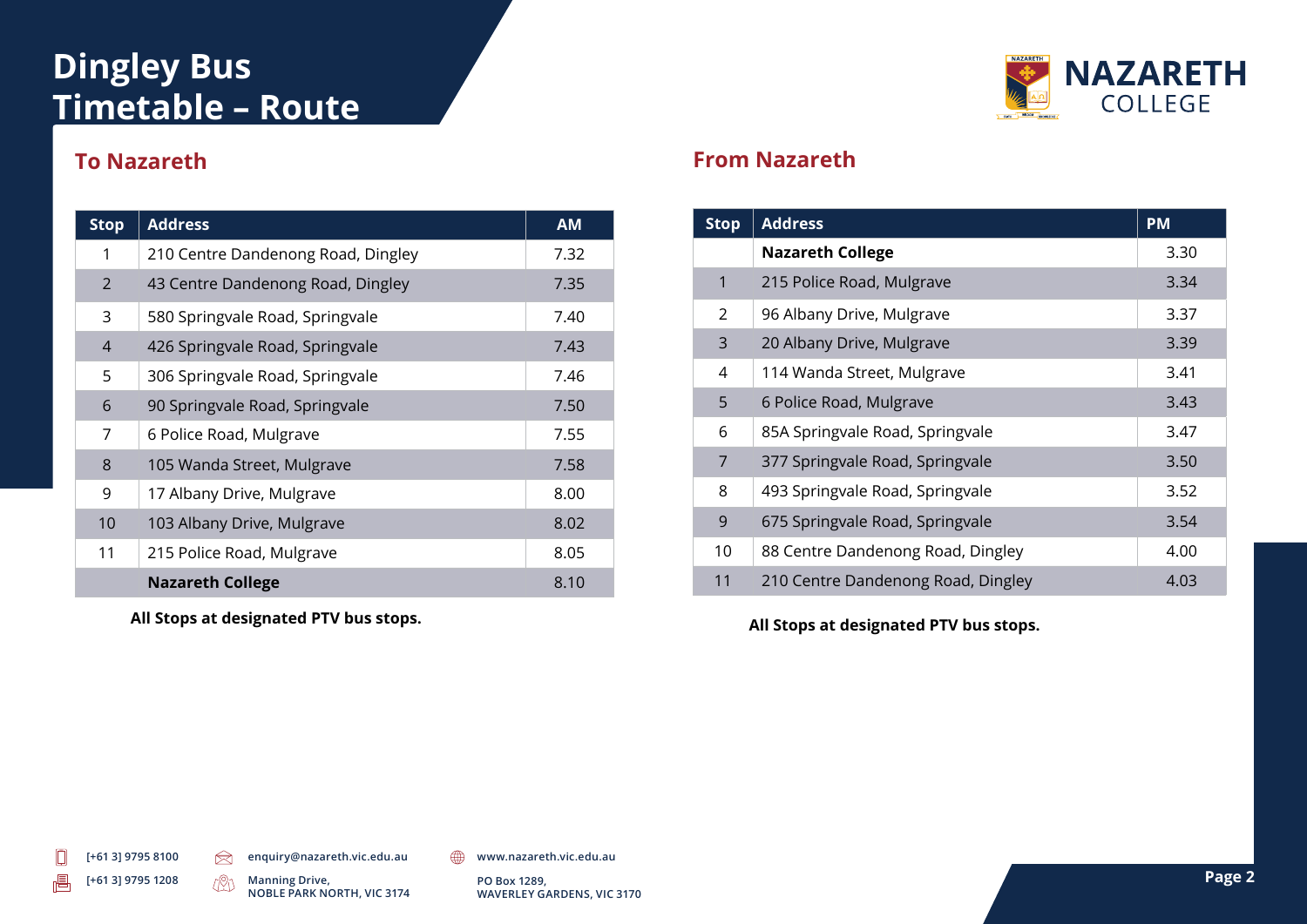# Dingley Bus Timetable – Route

## To Nazareth

| Stop | Address | AM |
|---|---|---|
| 1 | 210 Centre Dandenong Road, Dingley | 7.32 |
| 2 | 43 Centre Dandenong Road, Dingley | 7.35 |
| 3 | 580 Springvale Road, Springvale | 7.40 |
| 4 | 426 Springvale Road, Springvale | 7.43 |
| 5 | 306 Springvale Road, Springvale | 7.46 |
| 6 | 90 Springvale Road, Springvale | 7.50 |
| 7 | 6 Police Road, Mulgrave | 7.55 |
| 8 | 105 Wanda Street, Mulgrave | 7.58 |
| 9 | 17 Albany Drive, Mulgrave | 8.00 |
| 10 | 103 Albany Drive, Mulgrave | 8.02 |
| 11 | 215 Police Road, Mulgrave | 8.05 |
| | **Nazareth College** | 8.10 |

**All Stops at designated PTV bus stops.**

## From Nazareth

| Stop | Address | PM |
|---|---|---|
| | **Nazareth College** | 3.30 |
| 1 | 215 Police Road, Mulgrave | 3.34 |
| 2 | 96 Albany Drive, Mulgrave | 3.37 |
| 3 | 20 Albany Drive, Mulgrave | 3.39 |
| 4 | 114 Wanda Street, Mulgrave | 3.41 |
| 5 | 6 Police Road, Mulgrave | 3.43 |
| 6 | 85A Springvale Road, Springvale | 3.47 |
| 7 | 377 Springvale Road, Springvale | 3.50 |
| 8 | 493 Springvale Road, Springvale | 3.52 |
| 9 | 675 Springvale Road, Springvale | 3.54 |
| 10 | 88 Centre Dandenong Road, Dingley | 4.00 |
| 11 | 210 Centre Dandenong Road, Dingley | 4.03 |

**All Stops at designated PTV bus stops.**

[+61 3] 9795 8100
[+61 3] 9795 1208
enquiry@nazareth.vic.edu.au
Manning Drive, NOBLE PARK NORTH, VIC 3174
www.nazareth.vic.edu.au
PO Box 1289, WAVERLEY GARDENS, VIC 3170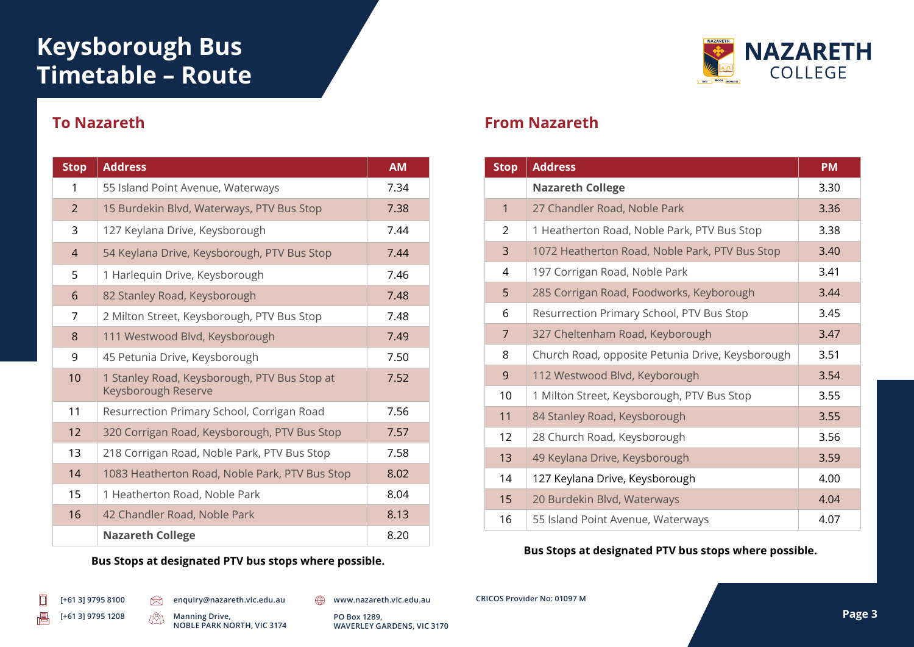# Keysborough Bus Timetable – Route

NAZARETH COLLEGE

## To Nazareth

| Stop | Address | AM |
|---|---|---|
| 1 | 55 Island Point Avenue, Waterways | 7.34 |
| 2 | 15 Burdekin Blvd, Waterways, PTV Bus Stop | 7.38 |
| 3 | 127 Keylana Drive, Keysborough | 7.44 |
| 4 | 54 Keylana Drive, Keysborough, PTV Bus Stop | 7.44 |
| 5 | 1 Harlequin Drive, Keysborough | 7.46 |
| 6 | 82 Stanley Road, Keysborough | 7.48 |
| 7 | 2 Milton Street, Keysborough, PTV Bus Stop | 7.48 |
| 8 | 111 Westwood Blvd, Keysborough | 7.49 |
| 9 | 45 Petunia Drive, Keysborough | 7.50 |
| 10 | 1 Stanley Road, Keysborough, PTV Bus Stop at Keysborough Reserve | 7.52 |
| 11 | Resurrection Primary School, Corrigan Road | 7.56 |
| 12 | 320 Corrigan Road, Keysborough, PTV Bus Stop | 7.57 |
| 13 | 218 Corrigan Road, Noble Park, PTV Bus Stop | 7.58 |
| 14 | 1083 Heatherton Road, Noble Park, PTV Bus Stop | 8.02 |
| 15 | 1 Heatherton Road, Noble Park | 8.04 |
| 16 | 42 Chandler Road, Noble Park | 8.13 |
| | **Nazareth College** | 8.20 |

**Bus Stops at designated PTV bus stops where possible.**

## From Nazareth

| Stop | Address | PM |
|---|---|---|
| | **Nazareth College** | 3.30 |
| 1 | 27 Chandler Road, Noble Park | 3.36 |
| 2 | 1 Heatherton Road, Noble Park, PTV Bus Stop | 3.38 |
| 3 | 1072 Heatherton Road, Noble Park, PTV Bus Stop | 3.40 |
| 4 | 197 Corrigan Road, Noble Park | 3.41 |
| 5 | 285 Corrigan Road, Foodworks, Keyborough | 3.44 |
| 6 | Resurrection Primary School, PTV Bus Stop | 3.45 |
| 7 | 327 Cheltenham Road, Keyborough | 3.47 |
| 8 | Church Road, opposite Petunia Drive, Keysborough | 3.51 |
| 9 | 112 Westwood Blvd, Keyborough | 3.54 |
| 10 | 1 Milton Street, Keysborough, PTV Bus Stop | 3.55 |
| 11 | 84 Stanley Road, Keysborough | 3.55 |
| 12 | 28 Church Road, Keysborough | 3.56 |
| 13 | 49 Keylana Drive, Keysborough | 3.59 |
| 14 | 127 Keylana Drive, Keysborough | 4.00 |
| 15 | 20 Burdekin Blvd, Waterways | 4.04 |
| 16 | 55 Island Point Avenue, Waterways | 4.07 |

**Bus Stops at designated PTV bus stops where possible.**

[+61 3] 9795 8100
[+61 3] 9795 1208
enquiry@nazareth.vic.edu.au
Manning Drive,
NOBLE PARK NORTH, VIC 3174
www.nazareth.vic.edu.au
PO Box 1289,
WAVERLEY GARDENS, VIC 3170
CRICOS Provider No: 01097 M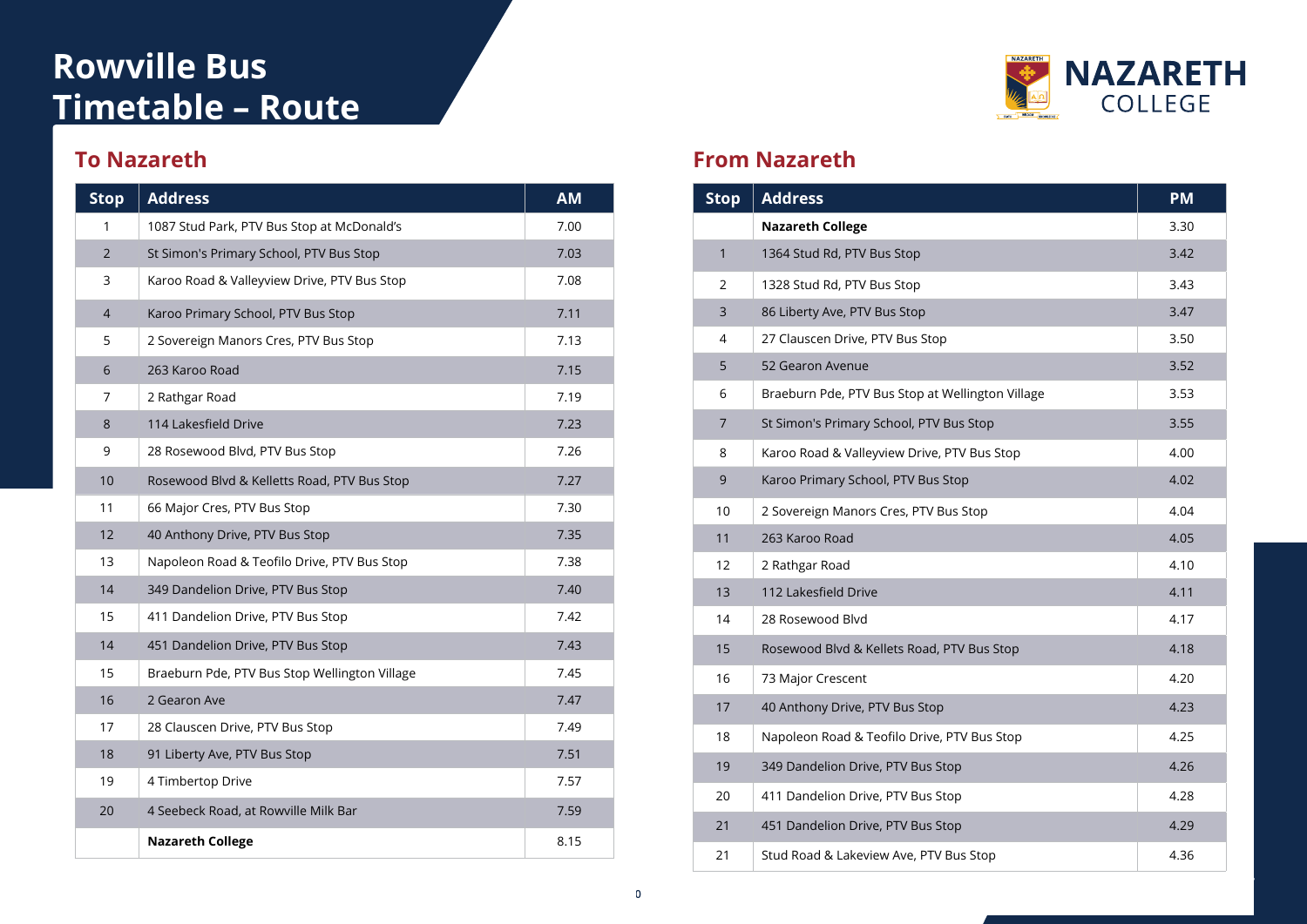# Rowville Bus Timetable – Route

## To Nazareth

| Stop | Address | AM |
|---|---|---|
| 1 | 1087 Stud Park, PTV Bus Stop at McDonald's | 7.00 |
| 2 | St Simon's Primary School, PTV Bus Stop | 7.03 |
| 3 | Karoo Road & Valleyview Drive, PTV Bus Stop | 7.08 |
| 4 | Karoo Primary School, PTV Bus Stop | 7.11 |
| 5 | 2 Sovereign Manors Cres, PTV Bus Stop | 7.13 |
| 6 | 263 Karoo Road | 7.15 |
| 7 | 2 Rathgar Road | 7.19 |
| 8 | 114 Lakesfield Drive | 7.23 |
| 9 | 28 Rosewood Blvd, PTV Bus Stop | 7.26 |
| 10 | Rosewood Blvd & Kelletts Road, PTV Bus Stop | 7.27 |
| 11 | 66 Major Cres, PTV Bus Stop | 7.30 |
| 12 | 40 Anthony Drive, PTV Bus Stop | 7.35 |
| 13 | Napoleon Road & Teofilo Drive, PTV Bus Stop | 7.38 |
| 14 | 349 Dandelion Drive, PTV Bus Stop | 7.40 |
| 15 | 411 Dandelion Drive, PTV Bus Stop | 7.42 |
| 14 | 451 Dandelion Drive, PTV Bus Stop | 7.43 |
| 15 | Braeburn Pde, PTV Bus Stop Wellington Village | 7.45 |
| 16 | 2 Gearon Ave | 7.47 |
| 17 | 28 Clauscen Drive, PTV Bus Stop | 7.49 |
| 18 | 91 Liberty Ave, PTV Bus Stop | 7.51 |
| 19 | 4 Timbertop Drive | 7.57 |
| 20 | 4 Seebeck Road, at Rowville Milk Bar | 7.59 |
| | **Nazareth College** | 8.15 |

## From Nazareth

| Stop | Address | PM |
|---|---|---|
| | **Nazareth College** | 3.30 |
| 1 | 1364 Stud Rd, PTV Bus Stop | 3.42 |
| 2 | 1328 Stud Rd, PTV Bus Stop | 3.43 |
| 3 | 86 Liberty Ave, PTV Bus Stop | 3.47 |
| 4 | 27 Clauscen Drive, PTV Bus Stop | 3.50 |
| 5 | 52 Gearon Avenue | 3.52 |
| 6 | Braeburn Pde, PTV Bus Stop at Wellington Village | 3.53 |
| 7 | St Simon's Primary School, PTV Bus Stop | 3.55 |
| 8 | Karoo Road & Valleyview Drive, PTV Bus Stop | 4.00 |
| 9 | Karoo Primary School, PTV Bus Stop | 4.02 |
| 10 | 2 Sovereign Manors Cres, PTV Bus Stop | 4.04 |
| 11 | 263 Karoo Road | 4.05 |
| 12 | 2 Rathgar Road | 4.10 |
| 13 | 112 Lakesfield Drive | 4.11 |
| 14 | 28 Rosewood Blvd | 4.17 |
| 15 | Rosewood Blvd & Kellets Road, PTV Bus Stop | 4.18 |
| 16 | 73 Major Crescent | 4.20 |
| 17 | 40 Anthony Drive, PTV Bus Stop | 4.23 |
| 18 | Napoleon Road & Teofilo Drive, PTV Bus Stop | 4.25 |
| 19 | 349 Dandelion Drive, PTV Bus Stop | 4.26 |
| 20 | 411 Dandelion Drive, PTV Bus Stop | 4.28 |
| 21 | 451 Dandelion Drive, PTV Bus Stop | 4.29 |
| 21 | Stud Road & Lakeview Ave, PTV Bus Stop | 4.36 |